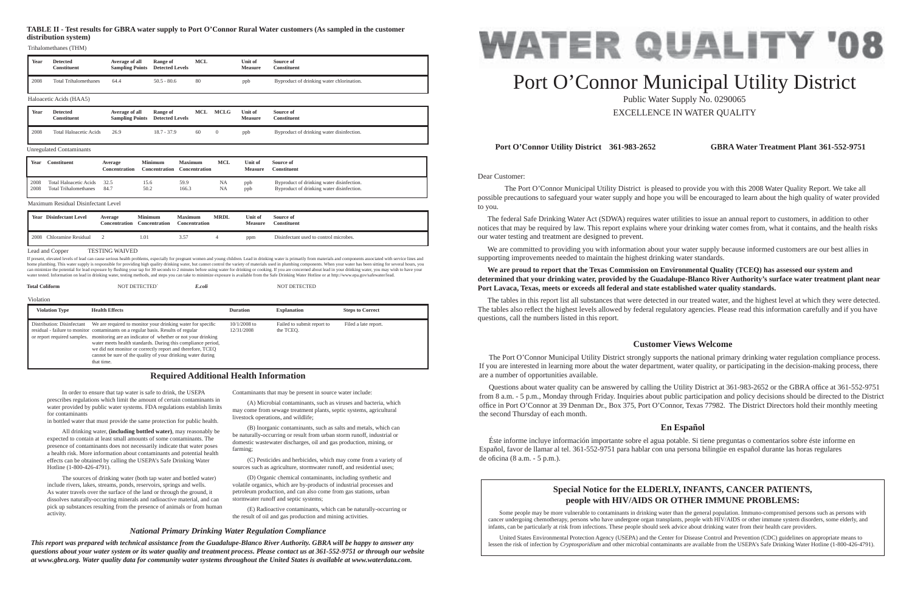# WATER QUALITY '08

# Port O'Connor Municipal Utility District

Public Water Supply No. 0290065

EXCELLENCE IN WATER QUALITY

**Port O'Connor Utility District 361-983-2652** **GBRA Water Treatment Plant 361-552-9751**

Dear Customer:

The Port O'Connor Municipal Utility District is pleased to provide you with this 2008 Water Quality Report. We take all possible precautions to safeguard your water supply and hope you will be encouraged to learn about the high quality of water provided to you.

The federal Safe Drinking Water Act (SDWA) requires water utilities to issue an annual report to customers, in addition to other notices that may be required by law. This report explains where your drinking water comes from, what it contains, and the health risks our water testing and treatment are designed to prevent.

We are committed to providing you with information about your water supply because informed customers are our best allies in supporting improvements needed to maintain the highest drinking water standards.

**We are proud to report that the Texas Commission on Environmental Quality (TCEQ) has assessed our system and determined that your drinking water, provided by the Guadalupe-Blanco River Authority's surface water treatment plant near Port Lavaca, Texas, meets or exceeds all federal and state established water quality standards.**

The tables in this report list all substances that were detected in our treated water, and the highest level at which they were detected. The tables also reflect the highest levels allowed by federal regulatory agencies. Please read this information carefully and if you have questions, call the numbers listed in this report.

## Customer Views Welcome

The Port O'Connor Municipal Utility District strongly supports the national primary drinking water regulation compliance process. If you are interested in learning more about the water department, water quality, or participating in the decision-making process, there are a number of opportunities available.

Questions about water quality can be answered by calling the Utility District at 361-983-2652 or the GBRA office at 361-552-9751 from 8 a.m. - 5 p.m., Monday through Friday. Inquiries about public participation and policy decisions should be directed to the District office in Port O'Connor at 39 Denman Dr., Box 375, Port O'Connor, Texas 77982. The District Directors hold their monthly meeting the second Thursday of each month.

## En Español

Éste informe incluye información importante sobre el agua potable. Si tiene preguntas o comentarios sobre éste informe en Español, favor de llamar al tel. 361-552-9751 para hablar con una persona bilingüe en español durante las horas regulares de oficina (8 a.m. - 5 p.m.).

## Special Notice for the ELDERLY, INFANTS, CANCER PATIENTS, people with HIV/AIDS OR OTHER IMMUNE PROBLEMS:

Some people may be more vulnerable to contaminants in drinking water than the general population. Immuno-compromised persons such as persons with cancer undergoing chemotherapy, persons who have undergone organ transplants, people with HIV/AIDS or other immune system disorders, some elderly, and infants, can be particularly at risk from infections. These people should seek advice about drinking water from their health care providers.

United States Environmental Protection Agency (USEPA) and the Center for Disease Control and Prevention (CDC) guidelines on appropriate means to lessen the risk of infection by *Cryptosporidium* and other microbial contaminants are available from the USEPA's Safe Drinking Water Hotline (1-800-426-4791).

**TABLE II - Test results for GBRA water supply to Port O'Connor Rural Water customers (As sampled in the customer distribution system)**

Trihalomethanes (THM)

| Year | Detected Constituent | Average of all Sampling Points | Range of Detected Levels | MCL | Unit of Measure | Source of Constituent |
|---|---|---|---|---|---|---|
| 2008 | Total Trihalomethanes | 64.4 | 50.5 - 80.6 | 80 | ppb | Byproduct of drinking water chlorination. |

Haloacetic Acids (HAA5)

| Year | Detected Constituent | Average of all Sampling Points | Range of Detected Levels | MCL | MCLG | Unit of Measure | Source of Constituent |
|---|---|---|---|---|---|---|---|
| 2008 | Total Haloacetic Acids | 26.9 | 18.7 - 37.9 | 60 | 0 | ppb | Byproduct of drinking water disinfection. |

Unregulated Contaminants

| Year | Constituent | Average Concentration | Minimum Concentration | Maximum Concentration | MCL | Unit of Measure | Source of Constituent |
|---|---|---|---|---|---|---|---|
| 2008 | Total Haloacetic Acids | 32.5 | 15.6 | 59.9 | NA | ppb | Byproduct of drinking water disinfection. |
| 2008 | Total Trihalomethanes | 84.7 | 50.2 | 166.3 | NA | ppb | Byproduct of drinking water disinfection. |

Maximum Residual Disinfectant Level

| Year | Disinfectant Level | Average Concentration | Minimum Concentration | Maximum Concentration | MRDL | Unit of Measure | Source of Constituent |
|---|---|---|---|---|---|---|---|
| 2008 | Chloramine Residual | 2 | 1.01 | 3.57 | 4 | ppm | Disinfectant used to control microbes. |

Lead and Copper TESTING WAIVED

If present, elevated levels of lead can cause serious health problems, especially for pregnant women and young children. Lead in drinking water is primarily from materials and components associated with service lines and home plumbing. This water supply is responsible for providing high quality drinking water, but cannot control the variety of materials used in plumbing components. When your water has been sitting for several hours, you can minimize the potential for lead exposure by flushing your tap for 30 seconds to 2 minutes before using water for drinking or cooking. If you are concerned about lead in your drinking water, you may wish to have your water tested. Information on lead in drinking water, testing methods, and steps you can take to minimize exposure is available from the Safe Drinking Water Hotline or at http://www.epa.gov/safewater/lead.

**Total Coliform** NOT DETECTED **E.coli** NOT DETECTED

Violation

| Violation Type | Health Effects | Duration | Explanation | Steps to Correct |
|---|---|---|---|---|
| Distribution: Disinfectant residual - failure to monitor or report required samples. | We are required to monitor your drinking water for specific contaminants on a regular basis. Results of regular monitoring are an indicator of whether or not your drinking water meets health standards. During this compliance period, we did not monitor or correctly report and therefore, TCEQ cannot be sure of the quality of your drinking water during that time. | 10/1/2008 to 12/31/2008 | Failed to submit report to the TCEQ. | Filed a late report. |

## Required Additional Health Information

In order to ensure that tap water is safe to drink, the USEPA prescribes regulations which limit the amount of certain contaminants in water provided by public water systems. FDA regulations establish limits for contaminants in bottled water that must provide the same protection for public health.

All drinking water, **(including bottled water)**, may reasonably be expected to contain at least small amounts of some contaminants. The presence of contaminants does not necessarily indicate that water poses a health risk. More information about contaminants and potential health effects can be obtained by calling the USEPA's Safe Drinking Water Hotline (1-800-426-4791).

The sources of drinking water (both tap water and bottled water) include rivers, lakes, streams, ponds, reservoirs, springs and wells. As water travels over the surface of the land or through the ground, it dissolves naturally-occurring minerals and radioactive material, and can pick up substances resulting from the presence of animals or from human activity.

Contaminants that may be present in source water include:

(A) Microbial contaminants, such as viruses and bacteria, which may come from sewage treatment plants, septic systems, agricultural livestock operations, and wildlife;

(B) Inorganic contaminants, such as salts and metals, which can be naturally-occurring or result from urban storm runoff, industrial or domestic wastewater discharges, oil and gas production, mining, or farming;

(C) Pesticides and herbicides, which may come from a variety of sources such as agriculture, stormwater runoff, and residential uses;

(D) Organic chemical contaminants, including synthetic and volatile organics, which are by-products of industrial processes and petroleum production, and can also come from gas stations, urban stormwater runoff and septic systems;

(E) Radioactive contaminants, which can be naturally-occurring or the result of oil and gas production and mining activities.

### *National Primary Drinking Water Regulation Compliance*

***This report was prepared with technical assistance from the Guadalupe-Blanco River Authority. GBRA will be happy to answer any questions about your water system or its water quality and treatment process. Please contact us at 361-552-9751 or through our website at www.gbra.org. Water quality data for community water systems throughout the United States is available at www.waterdata.com.***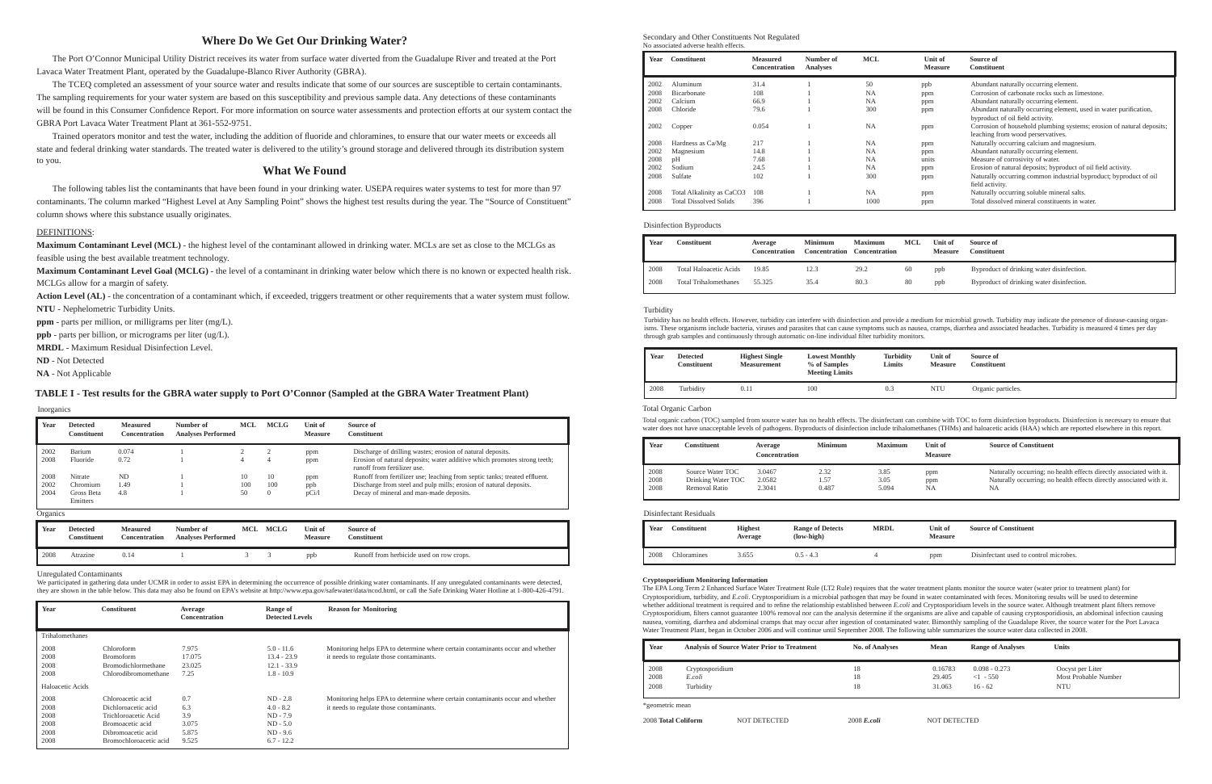## Where Do We Get Our Drinking Water?

The Port O'Connor Municipal Utility District receives its water from surface water diverted from the Guadalupe River and treated at the Port Lavaca Water Treatment Plant, operated by the Guadalupe-Blanco River Authority (GBRA).

The TCEQ completed an assessment of your source water and results indicate that some of our sources are susceptible to certain contaminants. The sampling requirements for your water system are based on this susceptibility and previous sample data. Any detections of these contaminants will be found in this Consumer Confidence Report. For more information on source water assessments and protection efforts at our system contact the GBRA Port Lavaca Water Treatment Plant at 361-552-9751.

Trained operators monitor and test the water, including the addition of fluoride and chloramines, to ensure that our water meets or exceeds all state and federal drinking water standards. The treated water is delivered to the utility's ground storage and delivered through its distribution system to you.

## What We Found

The following tables list the contaminants that have been found in your drinking water. USEPA requires water systems to test for more than 97 contaminants. The column marked "Highest Level at Any Sampling Point" shows the highest test results during the year. The "Source of Constituent" column shows where this substance usually originates.

DEFINITIONS:

**Maximum Contaminant Level (MCL)** - the highest level of the contaminant allowed in drinking water. MCLs are set as close to the MCLGs as feasible using the best available treatment technology.

**Maximum Contaminant Level Goal (MCLG)** - the level of a contaminant in drinking water below which there is no known or expected health risk. MCLGs allow for a margin of safety.

**Action Level (AL)** - the concentration of a contaminant which, if exceeded, triggers treatment or other requirements that a water system must follow.

**NTU** - Nephelometric Turbidity Units.

**ppm** - parts per million, or milligrams per liter (mg/L).

**ppb** - parts per billion, or micrograms per liter (ug/L).

**MRDL** - Maximum Residual Disinfection Level.

**ND** - Not Detected

**NA** - Not Applicable

### TABLE I - Test results for the GBRA water supply to Port O'Connor (Sampled at the GBRA Water Treatment Plant)

Inorganics

| Year | Detected Constituent | Measured Concentration | Number of Analyses Performed | MCL | MCLG | Unit of Measure | Source of Constituent |
|---|---|---|---|---|---|---|---|
| 2002 | Barium | 0.074 | 1 | 2 | 2 | ppm | Discharge of drilling wastes; erosion of natural deposits. |
| 2008 | Fluoride | 0.72 | 1 | 4 | 4 | ppm | Erosion of natural deposits; water additive which promotes strong teeth; runoff from fertilizer use. |
| 2008 | Nitrate | ND | 1 | 10 | 10 | ppm | Runoff from fertilizer use; leaching from septic tanks; treated effluent. |
| 2002 | Chromium | 1.49 | 1 | 100 | 100 | ppb | Discharge from steel and pulp mills; erosion of natural deposits. |
| 2004 | Gross Beta Emitters | 4.8 | 1 | 50 | 0 | pCi/l | Decay of mineral and man-made deposits. |

Organics

| Year | Detected Constituent | Measured Concentration | Number of Analyses Performed | MCL | MCLG | Unit of Measure | Source of Constituent |
|---|---|---|---|---|---|---|---|
| 2008 | Atrazine | 0.14 | 1 | 3 | 3 | ppb | Runoff from herbicide used on row crops. |

Unregulated Contaminants

We participated in gathering data under UCMR in order to assist EPA in determining the occurrence of possible drinking water contaminants. If any unregulated contaminants were detected, they are shown in the table below. This data may also be found on EPA's website at http://www.epa.gov/safewater/data/ncod.html, or call the Safe Drinking Water Hotline at 1-800-426-4791.

| Year | Constituent | Average Concentration | Range of Detected Levels | Reason for Monitoring |
|---|---|---|---|---|
| Trihalomethanes | | | | |
| 2008 | Chloroform | 7.975 | 5.0 - 11.6 | Monitoring helps EPA to determine where certain contaminants occur and whether it needs to regulate those contaminants. |
| 2008 | Bromoform | 17.075 | 13.4 - 23.9 | |
| 2008 | Bromodichlormethane | 23.025 | 12.1 - 33.9 | |
| 2008 | Chlorodibromomethane | 7.25 | 1.8 - 10.9 | |
| Haloacetic Acids | | | | |
| 2008 | Chloroacetic acid | 0.7 | ND - 2.8 | Monitoring helps EPA to determine where certain contaminants occur and whether it needs to regulate those contaminants. |
| 2008 | Dichloroacetic acid | 6.3 | 4.0 - 8.2 | |
| 2008 | Trichloroacetic Acid | 3.9 | ND - 7.9 | |
| 2008 | Bromoacetic acid | 3.075 | ND - 5.0 | |
| 2008 | Dibromoacetic acid | 5.875 | ND - 9.6 | |
| 2008 | Bromochloroacetic acid | 9.525 | 6.7 - 12.2 | |

Secondary and Other Constituents Not Regulated
No associated adverse health effects.

| Year | Constituent | Measured Concentration | Number of Analyses | MCL | Unit of Measure | Source of Constituent |
|---|---|---|---|---|---|---|
| 2002 | Aluminum | 31.4 | 1 | 50 | ppb | Abundant naturally occurring element. |
| 2008 | Bicarbonate | 108 | 1 | NA | ppm | Corrosion of carbonate rocks such as limestone. |
| 2002 | Calcium | 66.9 | 1 | NA | ppm | Abundant naturally occurring element. |
| 2008 | Chloride | 79.6 | 1 | 300 | ppm | Abundant naturally occurring element, used in water purification, byproduct of oil field activity. |
| 2002 | Copper | 0.054 | 1 | NA | ppm | Corrosion of household plumbing systems; erosion of natural deposits; leaching from wood perservatives. |
| 2008 | Hardness as Ca/Mg | 217 | 1 | NA | ppm | Naturally occurring calcium and magnesium. |
| 2002 | Magnesium | 14.8 | 1 | NA | ppm | Abundant naturally occurring element. |
| 2008 | pH | 7.68 | 1 | NA | units | Measure of corrosivity of water. |
| 2002 | Sodium | 24.5 | 1 | NA | ppm | Erosion of natural deposits; byproduct of oil field activity. |
| 2008 | Sulfate | 102 | 1 | 300 | ppm | Naturally occurring common industrial byproduct; byproduct of oil field activity. |
| 2008 | Total Alkalinity as CaCO3 | 108 | 1 | NA | ppm | Naturally occurring soluble mineral salts. |
| 2008 | Total Dissolved Solids | 396 | 1 | 1000 | ppm | Total dissolved mineral constituents in water. |

Disinfection Byproducts

| Year | Constituent | Average Concentration | Minimum Concentration | Maximum Concentration | MCL | Unit of Measure | Source of Constituent |
|---|---|---|---|---|---|---|---|
| 2008 | Total Haloacetic Acids | 19.85 | 12.3 | 29.2 | 60 | ppb | Byproduct of drinking water disinfection. |
| 2008 | Total Trihalomethanes | 55.325 | 35.4 | 80.3 | 80 | ppb | Byproduct of drinking water disinfection. |

Turbidity

Turbidity has no health effects. However, turbidity can interfere with disinfection and provide a medium for microbial growth. Turbidity may indicate the presence of disease-causing organisms. These organisms include bacteria, viruses and parasites that can cause symptoms such as nausea, cramps, diarrhea and associated headaches. Turbidity is measured 4 times per day through grab samples and continuously through automatic on-line individual filter turbidity monitors.

| Year | Detected Constituent | Highest Single Measurement | Lowest Monthly % of Samples Meeting Limits | Turbidity Limits | Unit of Measure | Source of Constituent |
|---|---|---|---|---|---|---|
| 2008 | Turbidity | 0.11 | 100 | 0.3 | NTU | Organic particles. |

Total Organic Carbon

Total organic carbon (TOC) sampled from source water has no health effects. The disinfectant can combine with TOC to form disinfection byproducts. Disinfection is necessary to ensure that water does not have unacceptable levels of pathogens. Byproducts of disinfection include trihalomethanes (THMs) and haloacetic acids (HAA) which are reported elsewhere in this report.

| Year | Constituent | Average Concentration | Minimum | Maximum | Unit of Measure | Source of Constituent |
|---|---|---|---|---|---|---|
| 2008 | Source Water TOC | 3.0467 | 2.32 | 3.85 | ppm | Naturally occurring; no health effects directly associated with it. |
| 2008 | Drinking Water TOC | 2.0582 | 1.57 | 3.05 | ppm | Naturally occurring; no health effects directly associated with it. |
| 2008 | Removal Ratio | 2.3041 | 0.487 | 5.094 | NA | NA |

Disinfectant Residuals

| Year | Constituent | Highest Average | Range of Detects (low-high) | MRDL | Unit of Measure | Source of Constituent |
|---|---|---|---|---|---|---|
| 2008 | Chloramines | 3.655 | 0.5 - 4.3 | 4 | ppm | Disinfectant used to control microbes. |

**Cryptosporidium Monitoring Information**

The EPA Long Term 2 Enhanced Surface Water Treatment Rule (LT2 Rule) requires that the water treatment plants monitor the source water (water prior to treatment plant) for Cryptosporidium, turbidity, and *E.coli*. Cryptosporidium is a microbial pathogen that may be found in water contaminated with feces. Monitoring results will be used to determine whether additional treatment is required and to refine the relationship established between *E.coli* and Cryptosporidium levels in the source water. Although treatment plant filters remove Cryptosporidium, filters cannot guarantee 100% removal nor can the analysis determine if the organisms are alive and capable of causing cryptosporidiosis, an abdominal infection causing nausea, vomiting, diarrhea and abdominal cramps that may occur after ingestion of contaminated water. Bimonthly sampling of the Guadalupe River, the source water for the Port Lavaca Water Treatment Plant, began in October 2006 and will continue until September 2008. The following table summarizes the source water data collected in 2008.

| Year | Analysis of Source Water Prior to Treatment | No. of Analyses | Mean | Range of Analyses | Units |
|---|---|---|---|---|---|
| 2008 | Cryptosporidium | 18 | 0.16783 | 0.098 - 0.273 | Oocyst per Liter |
| 2008 | *E.coli* | 18 | 29.405 | <1 - 550 | Most Probable Number |
| 2008 | Turbidity | 18 | 31.063 | 16 - 62 | NTU |

*geometric mean

2008 **Total Coliform** NOT DETECTED 2008 ***E.coli*** NOT DETECTED